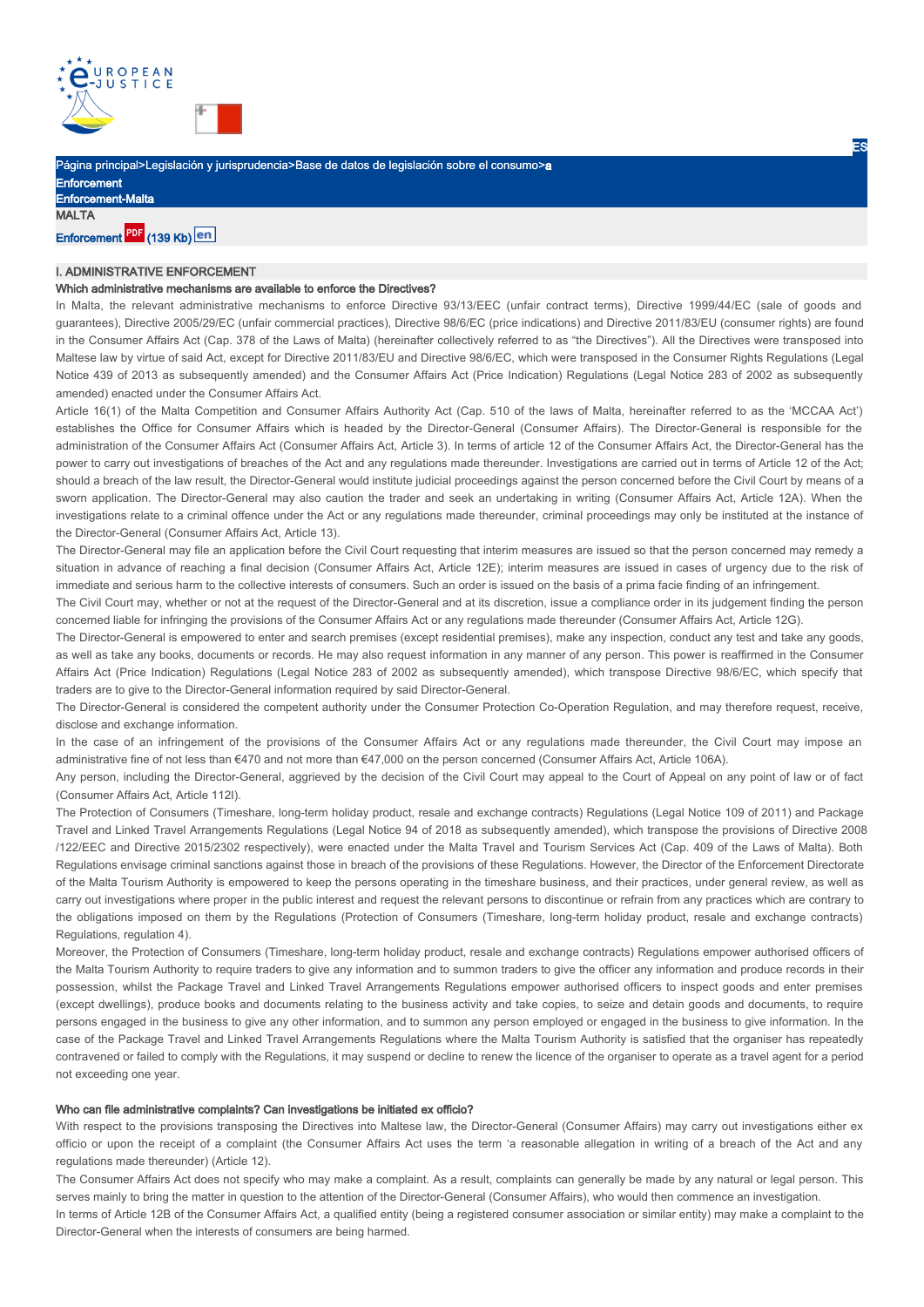Página principal>Legislación y jurisprudencia>Base de datos de legislación sobre el consumo>a

**Enforcement**

**Enforcement-Malta**

**MALTA**

**Enforcement** (139 Kb) en

## I. ADMINISTRATIVE ENFORCEMENT

### Which administrative mechanisms are available to enforce the Directives?

In Malta, the relevant administrative mechanisms to enforce Directive 93/13/EEC (unfair contract terms), Directive 1999/44/EC (sale of goods and guarantees), Directive 2005/29/EC (unfair commercial practices), Directive 98/6/EC (price indications) and Directive 2011/83/EU (consumer rights) are found in the Consumer Affairs Act (Cap. 378 of the Laws of Malta) (hereinafter collectively referred to as "the Directives"). All the Directives were transposed into Maltese law by virtue of said Act, except for Directive 2011/83/EU and Directive 98/6/EC, which were transposed in the Consumer Rights Regulations (Legal Notice 439 of 2013 as subsequently amended) and the Consumer Affairs Act (Price Indication) Regulations (Legal Notice 283 of 2002 as subsequently amended) enacted under the Consumer Affairs Act.

Article 16(1) of the Malta Competition and Consumer Affairs Authority Act (Cap. 510 of the laws of Malta, hereinafter referred to as the 'MCCAA Act') establishes the Office for Consumer Affairs which is headed by the Director-General (Consumer Affairs). The Director-General is responsible for the administration of the Consumer Affairs Act (Consumer Affairs Act, Article 3). In terms of article 12 of the Consumer Affairs Act, the Director-General has the power to carry out investigations of breaches of the Act and any regulations made thereunder. Investigations are carried out in terms of Article 12 of the Act; should a breach of the law result, the Director-General would institute judicial proceedings against the person concerned before the Civil Court by means of a sworn application. The Director-General may also caution the trader and seek an undertaking in writing (Consumer Affairs Act, Article 12A). When the investigations relate to a criminal offence under the Act or any regulations made thereunder, criminal proceedings may only be instituted at the instance of the Director-General (Consumer Affairs Act, Article 13).

The Director-General may file an application before the Civil Court requesting that interim measures are issued so that the person concerned may remedy a situation in advance of reaching a final decision (Consumer Affairs Act, Article 12E); interim measures are issued in cases of urgency due to the risk of immediate and serious harm to the collective interests of consumers. Such an order is issued on the basis of a prima facie finding of an infringement.

The Civil Court may, whether or not at the request of the Director-General and at its discretion, issue a compliance order in its judgement finding the person concerned liable for infringing the provisions of the Consumer Affairs Act or any regulations made thereunder (Consumer Affairs Act, Article 12G).

The Director-General is empowered to enter and search premises (except residential premises), make any inspection, conduct any test and take any goods, as well as take any books, documents or records. He may also request information in any manner of any person. This power is reaffirmed in the Consumer Affairs Act (Price Indication) Regulations (Legal Notice 283 of 2002 as subsequently amended), which transpose Directive 98/6/EC, which specify that traders are to give to the Director-General information required by said Director-General.

The Director-General is considered the competent authority under the Consumer Protection Co-Operation Regulation, and may therefore request, receive, disclose and exchange information.

In the case of an infringement of the provisions of the Consumer Affairs Act or any regulations made thereunder, the Civil Court may impose an administrative fine of not less than €470 and not more than €47,000 on the person concerned (Consumer Affairs Act, Article 106A).

Any person, including the Director-General, aggrieved by the decision of the Civil Court may appeal to the Court of Appeal on any point of law or of fact (Consumer Affairs Act, Article 112I).

The Protection of Consumers (Timeshare, long-term holiday product, resale and exchange contracts) Regulations (Legal Notice 109 of 2011) and Package Travel and Linked Travel Arrangements Regulations (Legal Notice 94 of 2018 as subsequently amended), which transpose the provisions of Directive 2008/122/EEC and Directive 2015/2302 respectively), were enacted under the Malta Travel and Tourism Services Act (Cap. 409 of the Laws of Malta). Both Regulations envisage criminal sanctions against those in breach of the provisions of these Regulations. However, the Director of the Enforcement Directorate of the Malta Tourism Authority is empowered to keep the persons operating in the timeshare business, and their practices, under general review, as well as carry out investigations where proper in the public interest and request the relevant persons to discontinue or refrain from any practices which are contrary to the obligations imposed on them by the Regulations (Protection of Consumers (Timeshare, long-term holiday product, resale and exchange contracts) Regulations, regulation 4).

Moreover, the Protection of Consumers (Timeshare, long-term holiday product, resale and exchange contracts) Regulations empower authorised officers of the Malta Tourism Authority to require traders to give any information and to summon traders to give the officer any information and produce records in their possession, whilst the Package Travel and Linked Travel Arrangements Regulations empower authorised officers to inspect goods and enter premises (except dwellings), produce books and documents relating to the business activity and take copies, to seize and detain goods and documents, to require persons engaged in the business to give any other information, and to summon any person employed or engaged in the business to give information. In the case of the Package Travel and Linked Travel Arrangements Regulations where the Malta Tourism Authority is satisfied that the organiser has repeatedly contravened or failed to comply with the Regulations, it may suspend or decline to renew the licence of the organiser to operate as a travel agent for a period not exceeding one year.

### Who can file administrative complaints? Can investigations be initiated ex officio?

With respect to the provisions transposing the Directives into Maltese law, the Director-General (Consumer Affairs) may carry out investigations either ex officio or upon the receipt of a complaint (the Consumer Affairs Act uses the term 'a reasonable allegation in writing of a breach of the Act and any regulations made thereunder) (Article 12).

The Consumer Affairs Act does not specify who may make a complaint. As a result, complaints can generally be made by any natural or legal person. This serves mainly to bring the matter in question to the attention of the Director-General (Consumer Affairs), who would then commence an investigation.

In terms of Article 12B of the Consumer Affairs Act, a qualified entity (being a registered consumer association or similar entity) may make a complaint to the Director-General when the interests of consumers are being harmed.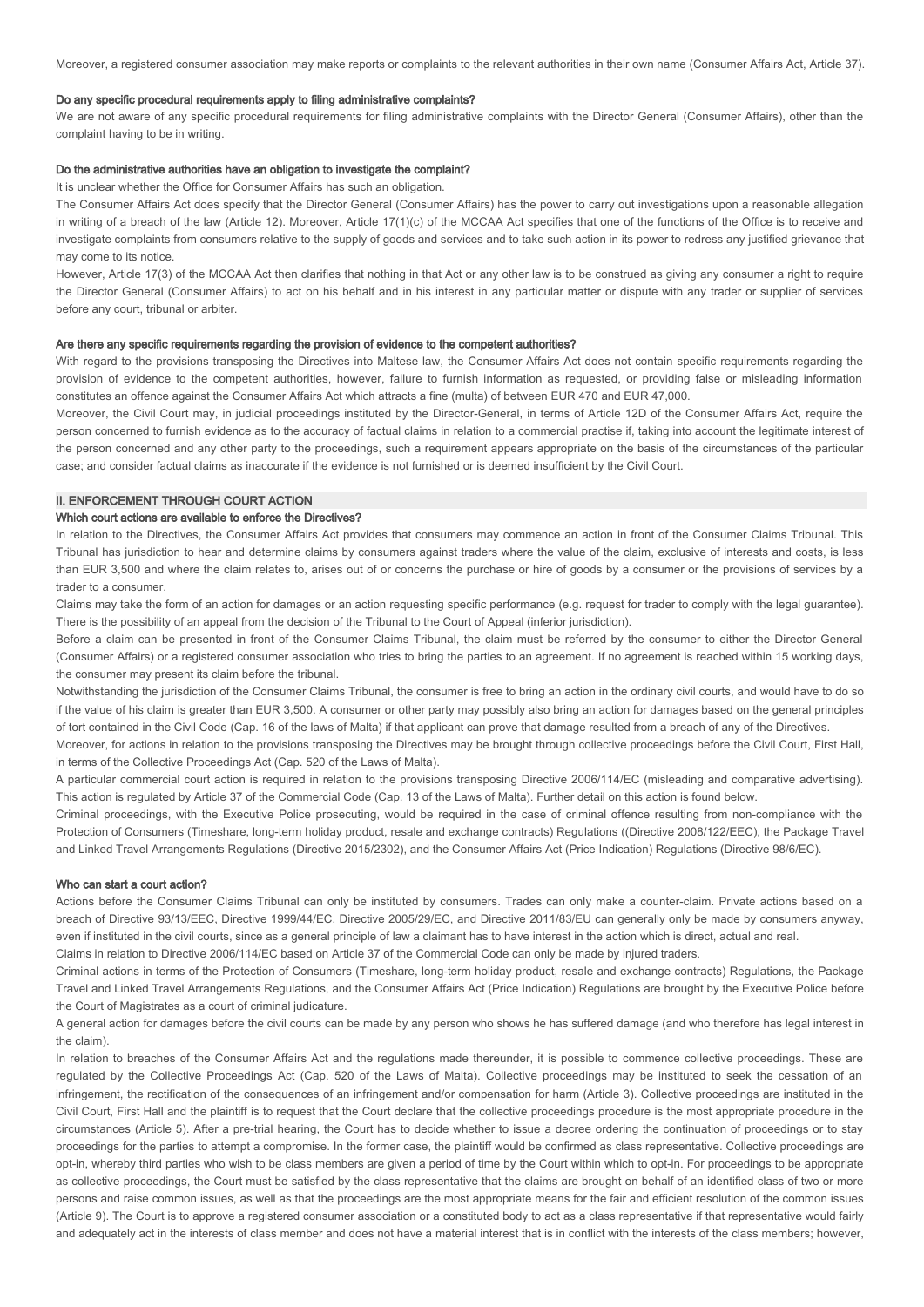Moreover, a registered consumer association may make reports or complaints to the relevant authorities in their own name (Consumer Affairs Act, Article 37).

**Do any specific procedural requirements apply to filing administrative complaints?**

We are not aware of any specific procedural requirements for filing administrative complaints with the Director General (Consumer Affairs), other than the complaint having to be in writing.

**Do the administrative authorities have an obligation to investigate the complaint?**

It is unclear whether the Office for Consumer Affairs has such an obligation.

The Consumer Affairs Act does specify that the Director General (Consumer Affairs) has the power to carry out investigations upon a reasonable allegation in writing of a breach of the law (Article 12). Moreover, Article 17(1)(c) of the MCCAA Act specifies that one of the functions of the Office is to receive and investigate complaints from consumers relative to the supply of goods and services and to take such action in its power to redress any justified grievance that may come to its notice.

However, Article 17(3) of the MCCAA Act then clarifies that nothing in that Act or any other law is to be construed as giving any consumer a right to require the Director General (Consumer Affairs) to act on his behalf and in his interest in any particular matter or dispute with any trader or supplier of services before any court, tribunal or arbiter.

**Are there any specific requirements regarding the provision of evidence to the competent authorities?**

With regard to the provisions transposing the Directives into Maltese law, the Consumer Affairs Act does not contain specific requirements regarding the provision of evidence to the competent authorities, however, failure to furnish information as requested, or providing false or misleading information constitutes an offence against the Consumer Affairs Act which attracts a fine (multa) of between EUR 470 and EUR 47,000.

Moreover, the Civil Court may, in judicial proceedings instituted by the Director-General, in terms of Article 12D of the Consumer Affairs Act, require the person concerned to furnish evidence as to the accuracy of factual claims in relation to a commercial practise if, taking into account the legitimate interest of the person concerned and any other party to the proceedings, such a requirement appears appropriate on the basis of the circumstances of the particular case; and consider factual claims as inaccurate if the evidence is not furnished or is deemed insufficient by the Civil Court.

## II. ENFORCEMENT THROUGH COURT ACTION

**Which court actions are available to enforce the Directives?**

In relation to the Directives, the Consumer Affairs Act provides that consumers may commence an action in front of the Consumer Claims Tribunal. This Tribunal has jurisdiction to hear and determine claims by consumers against traders where the value of the claim, exclusive of interests and costs, is less than EUR 3,500 and where the claim relates to, arises out of or concerns the purchase or hire of goods by a consumer or the provisions of services by a trader to a consumer.

Claims may take the form of an action for damages or an action requesting specific performance (e.g. request for trader to comply with the legal guarantee). There is the possibility of an appeal from the decision of the Tribunal to the Court of Appeal (inferior jurisdiction).

Before a claim can be presented in front of the Consumer Claims Tribunal, the claim must be referred by the consumer to either the Director General (Consumer Affairs) or a registered consumer association who tries to bring the parties to an agreement. If no agreement is reached within 15 working days, the consumer may present its claim before the tribunal.

Notwithstanding the jurisdiction of the Consumer Claims Tribunal, the consumer is free to bring an action in the ordinary civil courts, and would have to do so if the value of his claim is greater than EUR 3,500. A consumer or other party may possibly also bring an action for damages based on the general principles of tort contained in the Civil Code (Cap. 16 of the laws of Malta) if that applicant can prove that damage resulted from a breach of any of the Directives.

Moreover, for actions in relation to the provisions transposing the Directives may be brought through collective proceedings before the Civil Court, First Hall, in terms of the Collective Proceedings Act (Cap. 520 of the Laws of Malta).

A particular commercial court action is required in relation to the provisions transposing Directive 2006/114/EC (misleading and comparative advertising). This action is regulated by Article 37 of the Commercial Code (Cap. 13 of the Laws of Malta). Further detail on this action is found below.

Criminal proceedings, with the Executive Police prosecuting, would be required in the case of criminal offence resulting from non-compliance with the Protection of Consumers (Timeshare, long-term holiday product, resale and exchange contracts) Regulations ((Directive 2008/122/EEC), the Package Travel and Linked Travel Arrangements Regulations (Directive 2015/2302), and the Consumer Affairs Act (Price Indication) Regulations (Directive 98/6/EC).

**Who can start a court action?**

Actions before the Consumer Claims Tribunal can only be instituted by consumers. Trades can only make a counter-claim. Private actions based on a breach of Directive 93/13/EEC, Directive 1999/44/EC, Directive 2005/29/EC, and Directive 2011/83/EU can generally only be made by consumers anyway, even if instituted in the civil courts, since as a general principle of law a claimant has to have interest in the action which is direct, actual and real.

Claims in relation to Directive 2006/114/EC based on Article 37 of the Commercial Code can only be made by injured traders.

Criminal actions in terms of the Protection of Consumers (Timeshare, long-term holiday product, resale and exchange contracts) Regulations, the Package Travel and Linked Travel Arrangements Regulations, and the Consumer Affairs Act (Price Indication) Regulations are brought by the Executive Police before the Court of Magistrates as a court of criminal judicature.

A general action for damages before the civil courts can be made by any person who shows he has suffered damage (and who therefore has legal interest in the claim).

In relation to breaches of the Consumer Affairs Act and the regulations made thereunder, it is possible to commence collective proceedings. These are regulated by the Collective Proceedings Act (Cap. 520 of the Laws of Malta). Collective proceedings may be instituted to seek the cessation of an infringement, the rectification of the consequences of an infringement and/or compensation for harm (Article 3). Collective proceedings are instituted in the Civil Court, First Hall and the plaintiff is to request that the Court declare that the collective proceedings procedure is the most appropriate procedure in the circumstances (Article 5). After a pre-trial hearing, the Court has to decide whether to issue a decree ordering the continuation of proceedings or to stay proceedings for the parties to attempt a compromise. In the former case, the plaintiff would be confirmed as class representative. Collective proceedings are opt-in, whereby third parties who wish to be class members are given a period of time by the Court within which to opt-in. For proceedings to be appropriate as collective proceedings, the Court must be satisfied by the class representative that the claims are brought on behalf of an identified class of two or more persons and raise common issues, as well as that the proceedings are the most appropriate means for the fair and efficient resolution of the common issues (Article 9). The Court is to approve a registered consumer association or a constituted body to act as a class representative if that representative would fairly and adequately act in the interests of class member and does not have a material interest that is in conflict with the interests of the class members; however,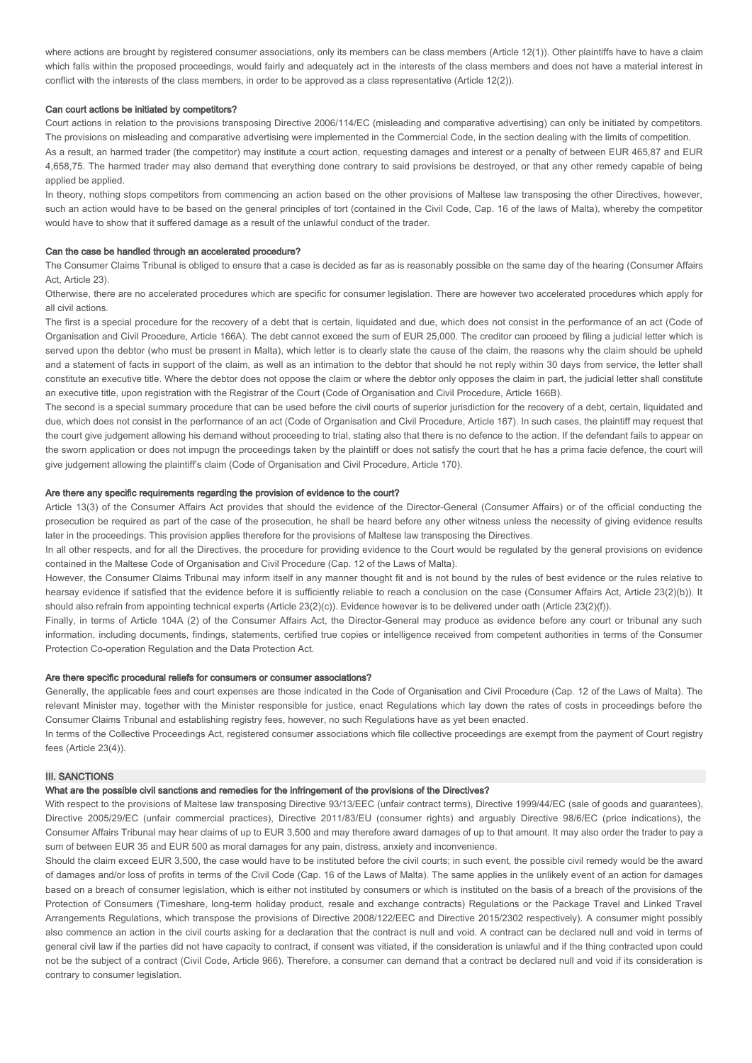where actions are brought by registered consumer associations, only its members can be class members (Article 12(1)). Other plaintiffs have to have a claim which falls within the proposed proceedings, would fairly and adequately act in the interests of the class members and does not have a material interest in conflict with the interests of the class members, in order to be approved as a class representative (Article 12(2)).

#### Can court actions be initiated by competitors?

Court actions in relation to the provisions transposing Directive 2006/114/EC (misleading and comparative advertising) can only be initiated by competitors. The provisions on misleading and comparative advertising were implemented in the Commercial Code, in the section dealing with the limits of competition.

As a result, an harmed trader (the competitor) may institute a court action, requesting damages and interest or a penalty of between EUR 465,87 and EUR 4,658,75. The harmed trader may also demand that everything done contrary to said provisions be destroyed, or that any other remedy capable of being applied be applied.

In theory, nothing stops competitors from commencing an action based on the other provisions of Maltese law transposing the other Directives, however, such an action would have to be based on the general principles of tort (contained in the Civil Code, Cap. 16 of the laws of Malta), whereby the competitor would have to show that it suffered damage as a result of the unlawful conduct of the trader.

#### Can the case be handled through an accelerated procedure?

The Consumer Claims Tribunal is obliged to ensure that a case is decided as far as is reasonably possible on the same day of the hearing (Consumer Affairs Act, Article 23).

Otherwise, there are no accelerated procedures which are specific for consumer legislation. There are however two accelerated procedures which apply for all civil actions.

The first is a special procedure for the recovery of a debt that is certain, liquidated and due, which does not consist in the performance of an act (Code of Organisation and Civil Procedure, Article 166A). The debt cannot exceed the sum of EUR 25,000. The creditor can proceed by filing a judicial letter which is served upon the debtor (who must be present in Malta), which letter is to clearly state the cause of the claim, the reasons why the claim should be upheld and a statement of facts in support of the claim, as well as an intimation to the debtor that should he not reply within 30 days from service, the letter shall constitute an executive title. Where the debtor does not oppose the claim or where the debtor only opposes the claim in part, the judicial letter shall constitute an executive title, upon registration with the Registrar of the Court (Code of Organisation and Civil Procedure, Article 166B).

The second is a special summary procedure that can be used before the civil courts of superior jurisdiction for the recovery of a debt, certain, liquidated and due, which does not consist in the performance of an act (Code of Organisation and Civil Procedure, Article 167). In such cases, the plaintiff may request that the court give judgement allowing his demand without proceeding to trial, stating also that there is no defence to the action. If the defendant fails to appear on the sworn application or does not impugn the proceedings taken by the plaintiff or does not satisfy the court that he has a prima facie defence, the court will give judgement allowing the plaintiff's claim (Code of Organisation and Civil Procedure, Article 170).

#### Are there any specific requirements regarding the provision of evidence to the court?

Article 13(3) of the Consumer Affairs Act provides that should the evidence of the Director-General (Consumer Affairs) or of the official conducting the prosecution be required as part of the case of the prosecution, he shall be heard before any other witness unless the necessity of giving evidence results later in the proceedings. This provision applies therefore for the provisions of Maltese law transposing the Directives.

In all other respects, and for all the Directives, the procedure for providing evidence to the Court would be regulated by the general provisions on evidence contained in the Maltese Code of Organisation and Civil Procedure (Cap. 12 of the Laws of Malta).

However, the Consumer Claims Tribunal may inform itself in any manner thought fit and is not bound by the rules of best evidence or the rules relative to hearsay evidence if satisfied that the evidence before it is sufficiently reliable to reach a conclusion on the case (Consumer Affairs Act, Article 23(2)(b)). It should also refrain from appointing technical experts (Article 23(2)(c)). Evidence however is to be delivered under oath (Article 23(2)(f)).

Finally, in terms of Article 104A (2) of the Consumer Affairs Act, the Director-General may produce as evidence before any court or tribunal any such information, including documents, findings, statements, certified true copies or intelligence received from competent authorities in terms of the Consumer Protection Co-operation Regulation and the Data Protection Act.

#### Are there specific procedural reliefs for consumers or consumer associations?

Generally, the applicable fees and court expenses are those indicated in the Code of Organisation and Civil Procedure (Cap. 12 of the Laws of Malta). The relevant Minister may, together with the Minister responsible for justice, enact Regulations which lay down the rates of costs in proceedings before the Consumer Claims Tribunal and establishing registry fees, however, no such Regulations have as yet been enacted.

In terms of the Collective Proceedings Act, registered consumer associations which file collective proceedings are exempt from the payment of Court registry fees (Article 23(4)).

### III. SANCTIONS

#### What are the possible civil sanctions and remedies for the infringement of the provisions of the Directives?

With respect to the provisions of Maltese law transposing Directive 93/13/EEC (unfair contract terms), Directive 1999/44/EC (sale of goods and guarantees), Directive 2005/29/EC (unfair commercial practices), Directive 2011/83/EU (consumer rights) and arguably Directive 98/6/EC (price indications), the Consumer Affairs Tribunal may hear claims of up to EUR 3,500 and may therefore award damages of up to that amount. It may also order the trader to pay a sum of between EUR 35 and EUR 500 as moral damages for any pain, distress, anxiety and inconvenience.

Should the claim exceed EUR 3,500, the case would have to be instituted before the civil courts; in such event, the possible civil remedy would be the award of damages and/or loss of profits in terms of the Civil Code (Cap. 16 of the Laws of Malta). The same applies in the unlikely event of an action for damages based on a breach of consumer legislation, which is either not instituted by consumers or which is instituted on the basis of a breach of the provisions of the Protection of Consumers (Timeshare, long-term holiday product, resale and exchange contracts) Regulations or the Package Travel and Linked Travel Arrangements Regulations, which transpose the provisions of Directive 2008/122/EEC and Directive 2015/2302 respectively). A consumer might possibly also commence an action in the civil courts asking for a declaration that the contract is null and void. A contract can be declared null and void in terms of general civil law if the parties did not have capacity to contract, if consent was vitiated, if the consideration is unlawful and if the thing contracted upon could not be the subject of a contract (Civil Code, Article 966). Therefore, a consumer can demand that a contract be declared null and void if its consideration is contrary to consumer legislation.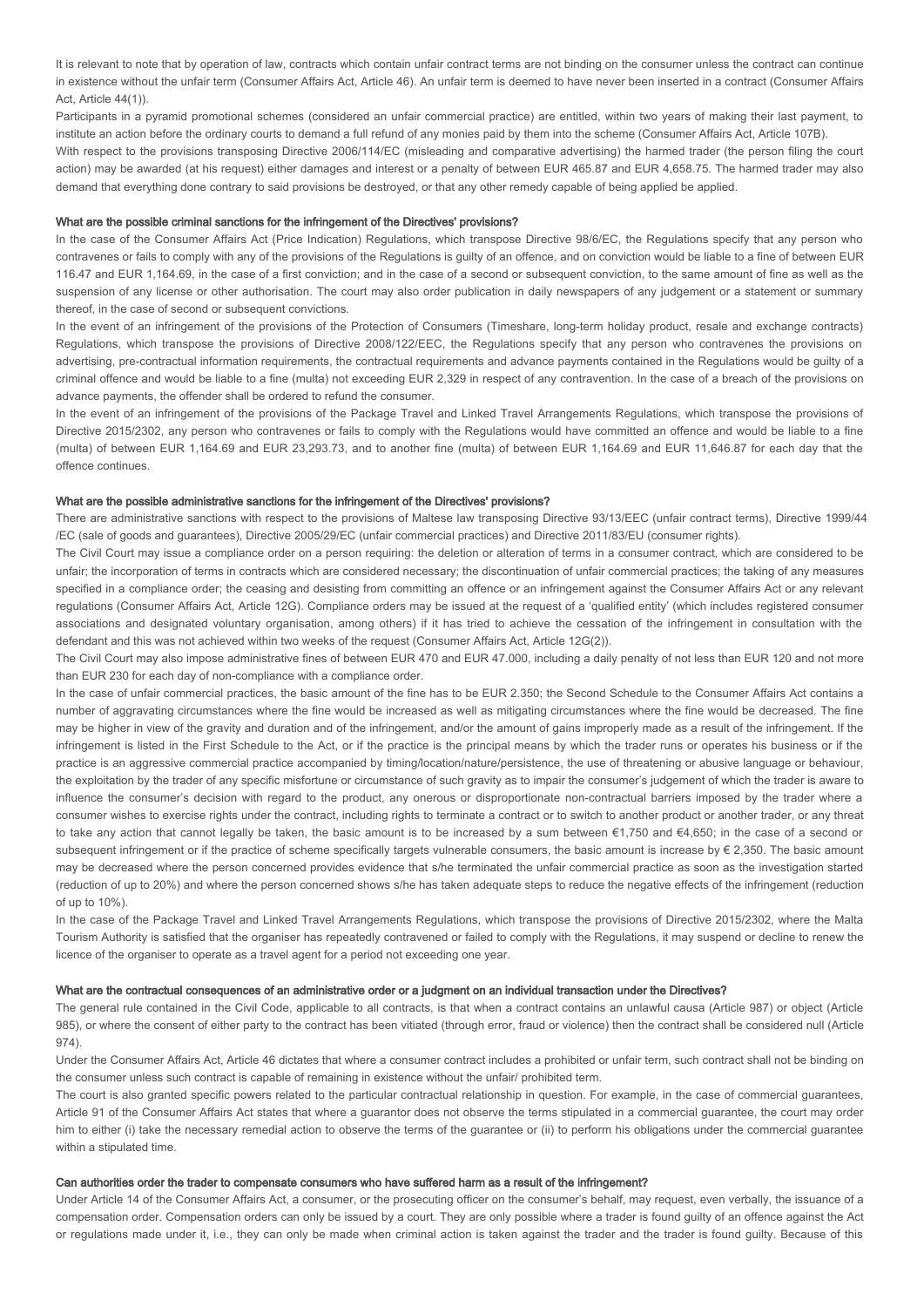It is relevant to note that by operation of law, contracts which contain unfair contract terms are not binding on the consumer unless the contract can continue in existence without the unfair term (Consumer Affairs Act, Article 46). An unfair term is deemed to have never been inserted in a contract (Consumer Affairs Act, Article 44(1)).

Participants in a pyramid promotional schemes (considered an unfair commercial practice) are entitled, within two years of making their last payment, to institute an action before the ordinary courts to demand a full refund of any monies paid by them into the scheme (Consumer Affairs Act, Article 107B).

With respect to the provisions transposing Directive 2006/114/EC (misleading and comparative advertising) the harmed trader (the person filing the court action) may be awarded (at his request) either damages and interest or a penalty of between EUR 465.87 and EUR 4,658.75. The harmed trader may also demand that everything done contrary to said provisions be destroyed, or that any other remedy capable of being applied be applied.

#### What are the possible criminal sanctions for the infringement of the Directives' provisions?

In the case of the Consumer Affairs Act (Price Indication) Regulations, which transpose Directive 98/6/EC, the Regulations specify that any person who contravenes or fails to comply with any of the provisions of the Regulations is guilty of an offence, and on conviction would be liable to a fine of between EUR 116.47 and EUR 1,164.69, in the case of a first conviction; and in the case of a second or subsequent conviction, to the same amount of fine as well as the suspension of any license or other authorisation. The court may also order publication in daily newspapers of any judgement or a statement or summary thereof, in the case of second or subsequent convictions.

In the event of an infringement of the provisions of the Protection of Consumers (Timeshare, long-term holiday product, resale and exchange contracts) Regulations, which transpose the provisions of Directive 2008/122/EEC, the Regulations specify that any person who contravenes the provisions on advertising, pre-contractual information requirements, the contractual requirements and advance payments contained in the Regulations would be guilty of a criminal offence and would be liable to a fine (multa) not exceeding EUR 2,329 in respect of any contravention. In the case of a breach of the provisions on advance payments, the offender shall be ordered to refund the consumer.

In the event of an infringement of the provisions of the Package Travel and Linked Travel Arrangements Regulations, which transpose the provisions of Directive 2015/2302, any person who contravenes or fails to comply with the Regulations would have committed an offence and would be liable to a fine (multa) of between EUR 1,164.69 and EUR 23,293.73, and to another fine (multa) of between EUR 1,164.69 and EUR 11,646.87 for each day that the offence continues.

#### What are the possible administrative sanctions for the infringement of the Directives' provisions?

There are administrative sanctions with respect to the provisions of Maltese law transposing Directive 93/13/EEC (unfair contract terms), Directive 1999/44 /EC (sale of goods and guarantees), Directive 2005/29/EC (unfair commercial practices) and Directive 2011/83/EU (consumer rights).

The Civil Court may issue a compliance order on a person requiring: the deletion or alteration of terms in a consumer contract, which are considered to be unfair; the incorporation of terms in contracts which are considered necessary; the discontinuation of unfair commercial practices; the taking of any measures specified in a compliance order; the ceasing and desisting from committing an offence or an infringement against the Consumer Affairs Act or any relevant regulations (Consumer Affairs Act, Article 12G). Compliance orders may be issued at the request of a 'qualified entity' (which includes registered consumer associations and designated voluntary organisation, among others) if it has tried to achieve the cessation of the infringement in consultation with the defendant and this was not achieved within two weeks of the request (Consumer Affairs Act, Article 12G(2)).

The Civil Court may also impose administrative fines of between EUR 470 and EUR 47.000, including a daily penalty of not less than EUR 120 and not more than EUR 230 for each day of non-compliance with a compliance order.

In the case of unfair commercial practices, the basic amount of the fine has to be EUR 2.350; the Second Schedule to the Consumer Affairs Act contains a number of aggravating circumstances where the fine would be increased as well as mitigating circumstances where the fine would be decreased. The fine may be higher in view of the gravity and duration and of the infringement, and/or the amount of gains improperly made as a result of the infringement. If the infringement is listed in the First Schedule to the Act, or if the practice is the principal means by which the trader runs or operates his business or if the practice is an aggressive commercial practice accompanied by timing/location/nature/persistence, the use of threatening or abusive language or behaviour, the exploitation by the trader of any specific misfortune or circumstance of such gravity as to impair the consumer's judgement of which the trader is aware to influence the consumer's decision with regard to the product, any onerous or disproportionate non-contractual barriers imposed by the trader where a consumer wishes to exercise rights under the contract, including rights to terminate a contract or to switch to another product or another trader, or any threat to take any action that cannot legally be taken, the basic amount is to be increased by a sum between €1,750 and €4,650; in the case of a second or subsequent infringement or if the practice of scheme specifically targets vulnerable consumers, the basic amount is increase by € 2,350. The basic amount may be decreased where the person concerned provides evidence that s/he terminated the unfair commercial practice as soon as the investigation started (reduction of up to 20%) and where the person concerned shows s/he has taken adequate steps to reduce the negative effects of the infringement (reduction of up to 10%).

In the case of the Package Travel and Linked Travel Arrangements Regulations, which transpose the provisions of Directive 2015/2302, where the Malta Tourism Authority is satisfied that the organiser has repeatedly contravened or failed to comply with the Regulations, it may suspend or decline to renew the licence of the organiser to operate as a travel agent for a period not exceeding one year.

#### What are the contractual consequences of an administrative order or a judgment on an individual transaction under the Directives?

The general rule contained in the Civil Code, applicable to all contracts, is that when a contract contains an unlawful causa (Article 987) or object (Article 985), or where the consent of either party to the contract has been vitiated (through error, fraud or violence) then the contract shall be considered null (Article 974).

Under the Consumer Affairs Act, Article 46 dictates that where a consumer contract includes a prohibited or unfair term, such contract shall not be binding on the consumer unless such contract is capable of remaining in existence without the unfair/ prohibited term.

The court is also granted specific powers related to the particular contractual relationship in question. For example, in the case of commercial guarantees, Article 91 of the Consumer Affairs Act states that where a guarantor does not observe the terms stipulated in a commercial guarantee, the court may order him to either (i) take the necessary remedial action to observe the terms of the guarantee or (ii) to perform his obligations under the commercial guarantee within a stipulated time.

#### Can authorities order the trader to compensate consumers who have suffered harm as a result of the infringement?

Under Article 14 of the Consumer Affairs Act, a consumer, or the prosecuting officer on the consumer's behalf, may request, even verbally, the issuance of a compensation order. Compensation orders can only be issued by a court. They are only possible where a trader is found guilty of an offence against the Act or regulations made under it, i.e., they can only be made when criminal action is taken against the trader and the trader is found guilty. Because of this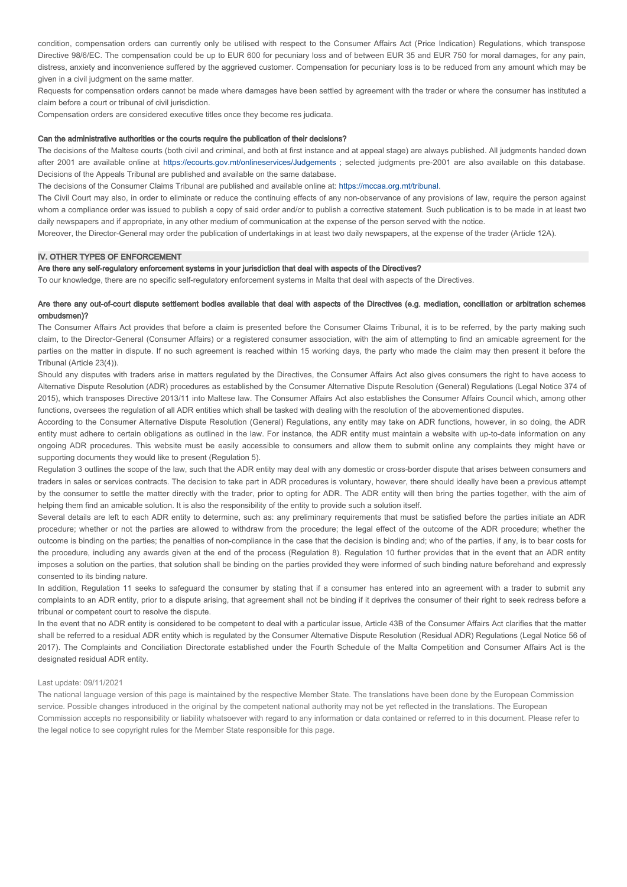condition, compensation orders can currently only be utilised with respect to the Consumer Affairs Act (Price Indication) Regulations, which transpose Directive 98/6/EC. The compensation could be up to EUR 600 for pecuniary loss and of between EUR 35 and EUR 750 for moral damages, for any pain, distress, anxiety and inconvenience suffered by the aggrieved customer. Compensation for pecuniary loss is to be reduced from any amount which may be given in a civil judgment on the same matter.

Requests for compensation orders cannot be made where damages have been settled by agreement with the trader or where the consumer has instituted a claim before a court or tribunal of civil jurisdiction.

Compensation orders are considered executive titles once they become res judicata.

#### Can the administrative authorities or the courts require the publication of their decisions?

The decisions of the Maltese courts (both civil and criminal, and both at first instance and at appeal stage) are always published. All judgments handed down after 2001 are available online at https://ecourts.gov.mt/onlineservices/Judgements ; selected judgments pre-2001 are also available on this database. Decisions of the Appeals Tribunal are published and available on the same database.

The decisions of the Consumer Claims Tribunal are published and available online at: https://mccaa.org.mt/tribunal.

The Civil Court may also, in order to eliminate or reduce the continuing effects of any non-observance of any provisions of law, require the person against whom a compliance order was issued to publish a copy of said order and/or to publish a corrective statement. Such publication is to be made in at least two daily newspapers and if appropriate, in any other medium of communication at the expense of the person served with the notice.

Moreover, the Director-General may order the publication of undertakings in at least two daily newspapers, at the expense of the trader (Article 12A).

### IV. OTHER TYPES OF ENFORCEMENT

#### Are there any self-regulatory enforcement systems in your jurisdiction that deal with aspects of the Directives?

To our knowledge, there are no specific self-regulatory enforcement systems in Malta that deal with aspects of the Directives.

#### Are there any out-of-court dispute settlement bodies available that deal with aspects of the Directives (e.g. mediation, conciliation or arbitration schemes ombudsmen)?

The Consumer Affairs Act provides that before a claim is presented before the Consumer Claims Tribunal, it is to be referred, by the party making such claim, to the Director-General (Consumer Affairs) or a registered consumer association, with the aim of attempting to find an amicable agreement for the parties on the matter in dispute. If no such agreement is reached within 15 working days, the party who made the claim may then present it before the Tribunal (Article 23(4)).

Should any disputes with traders arise in matters regulated by the Directives, the Consumer Affairs Act also gives consumers the right to have access to Alternative Dispute Resolution (ADR) procedures as established by the Consumer Alternative Dispute Resolution (General) Regulations (Legal Notice 374 of 2015), which transposes Directive 2013/11 into Maltese law. The Consumer Affairs Act also establishes the Consumer Affairs Council which, among other functions, oversees the regulation of all ADR entities which shall be tasked with dealing with the resolution of the abovementioned disputes.

According to the Consumer Alternative Dispute Resolution (General) Regulations, any entity may take on ADR functions, however, in so doing, the ADR entity must adhere to certain obligations as outlined in the law. For instance, the ADR entity must maintain a website with up-to-date information on any ongoing ADR procedures. This website must be easily accessible to consumers and allow them to submit online any complaints they might have or supporting documents they would like to present (Regulation 5).

Regulation 3 outlines the scope of the law, such that the ADR entity may deal with any domestic or cross-border dispute that arises between consumers and traders in sales or services contracts. The decision to take part in ADR procedures is voluntary, however, there should ideally have been a previous attempt by the consumer to settle the matter directly with the trader, prior to opting for ADR. The ADR entity will then bring the parties together, with the aim of helping them find an amicable solution. It is also the responsibility of the entity to provide such a solution itself.

Several details are left to each ADR entity to determine, such as: any preliminary requirements that must be satisfied before the parties initiate an ADR procedure; whether or not the parties are allowed to withdraw from the procedure; the legal effect of the outcome of the ADR procedure; whether the outcome is binding on the parties; the penalties of non-compliance in the case that the decision is binding and; who of the parties, if any, is to bear costs for the procedure, including any awards given at the end of the process (Regulation 8). Regulation 10 further provides that in the event that an ADR entity imposes a solution on the parties, that solution shall be binding on the parties provided they were informed of such binding nature beforehand and expressly consented to its binding nature.

In addition, Regulation 11 seeks to safeguard the consumer by stating that if a consumer has entered into an agreement with a trader to submit any complaints to an ADR entity, prior to a dispute arising, that agreement shall not be binding if it deprives the consumer of their right to seek redress before a tribunal or competent court to resolve the dispute.

In the event that no ADR entity is considered to be competent to deal with a particular issue, Article 43B of the Consumer Affairs Act clarifies that the matter shall be referred to a residual ADR entity which is regulated by the Consumer Alternative Dispute Resolution (Residual ADR) Regulations (Legal Notice 56 of 2017). The Complaints and Conciliation Directorate established under the Fourth Schedule of the Malta Competition and Consumer Affairs Act is the designated residual ADR entity.

Last update: 09/11/2021

The national language version of this page is maintained by the respective Member State. The translations have been done by the European Commission service. Possible changes introduced in the original by the competent national authority may not be yet reflected in the translations. The European Commission accepts no responsibility or liability whatsoever with regard to any information or data contained or referred to in this document. Please refer to the legal notice to see copyright rules for the Member State responsible for this page.